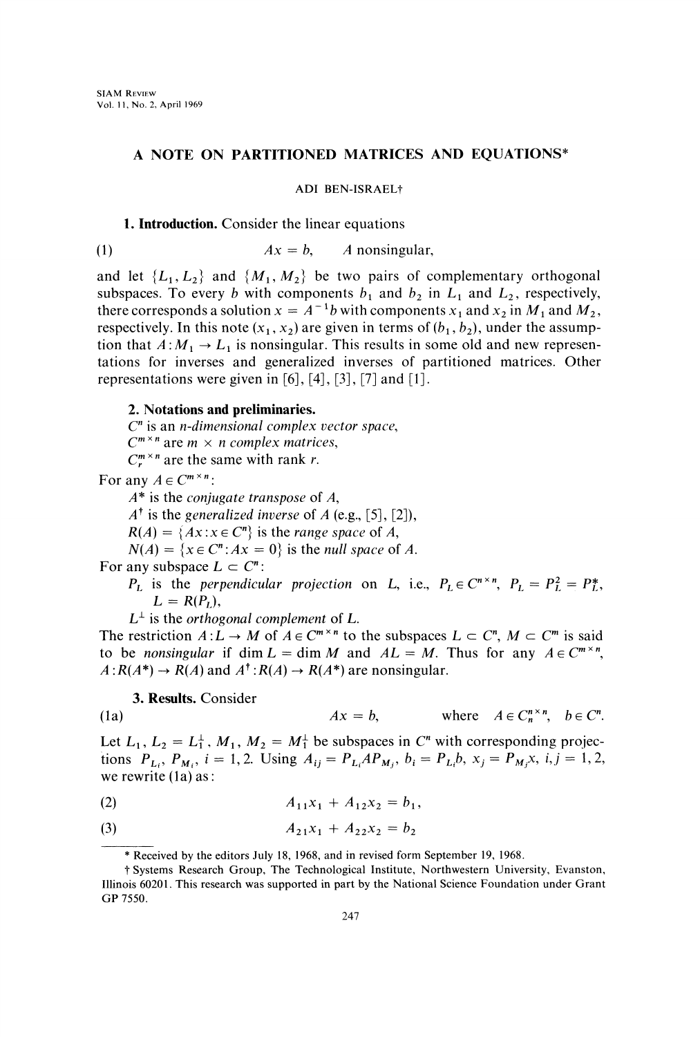# A NOTE ON PARTITIONED MATRICES AND EQUATIONS*

ADI BEN-ISRAEL†

**1. Introduction.** Consider the linear equations

$$Ax = b, \qquad A \text{ nonsingular,} \tag{1}$$

and let $\{L_1, L_2\}$ and $\{M_1, M_2\}$ be two pairs of complementary orthogonal subspaces. To every $b$ with components $b_1$ and $b_2$ in $L_1$ and $L_2$, respectively, there corresponds a solution $x = A^{-1}b$ with components $x_1$ and $x_2$ in $M_1$ and $M_2$, respectively. In this note $(x_1, x_2)$ are given in terms of $(b_1, b_2)$, under the assumption that $A : M_1 \to L_1$ is nonsingular. This results in some old and new representations for inverses and generalized inverses of partitioned matrices. Other representations were given in [6], [4], [3], [7] and [1].

**2. Notations and preliminaries.**

$C^n$ is an *n-dimensional complex vector space*,
$C^{m \times n}$ are $m \times n$ *complex matrices*,
$C_r^{m \times n}$ are the same with rank $r$.

For any $A \in C^{m \times n}$:
$A^*$ is the *conjugate transpose* of $A$,
$A^\dagger$ is the *generalized inverse* of $A$ (e.g., [5], [2]),
$R(A) = \{Ax : x \in C^n\}$ is the *range space* of $A$,
$N(A) = \{x \in C^n : Ax = 0\}$ is the *null space* of $A$.

For any subspace $L \subset C^n$:
$P_L$ is the *perpendicular projection* on $L$, i.e., $P_L \in C^{n \times n}$, $P_L = P_L^2 = P_L^*$, $L = R(P_L)$,
$L^\perp$ is the *orthogonal complement* of $L$.

The restriction $A : L \to M$ of $A \in C^{m \times n}$ to the subspaces $L \subset C^n$, $M \subset C^m$ is said to be *nonsingular* if $\dim L = \dim M$ and $AL = M$. Thus for any $A \in C^{m \times n}$, $A : R(A^*) \to R(A)$ and $A^\dagger : R(A) \to R(A^*)$ are nonsingular.

**3. Results.** Consider

$$Ax = b, \qquad \text{where} \quad A \in C_n^{n \times n}, \quad b \in C^n. \tag{1a}$$

Let $L_1, L_2 = L_1^\perp$, $M_1, M_2 = M_1^\perp$ be subspaces in $C^n$ with corresponding projections $P_{L_i}$, $P_{M_i}$, $i = 1, 2$. Using $A_{ij} = P_{L_i} A P_{M_j}$, $b_i = P_{L_i} b$, $x_j = P_{M_j} x$, $i, j = 1, 2$, we rewrite (1a) as:

$$A_{11} x_1 + A_{12} x_2 = b_1, \tag{2}$$

$$A_{21} x_1 + A_{22} x_2 = b_2 \tag{3}$$

---

\* Received by the editors July 18, 1968, and in revised form September 19, 1968.

† Systems Research Group, The Technological Institute, Northwestern University, Evanston, Illinois 60201. This research was supported in part by the National Science Foundation under Grant GP 7550.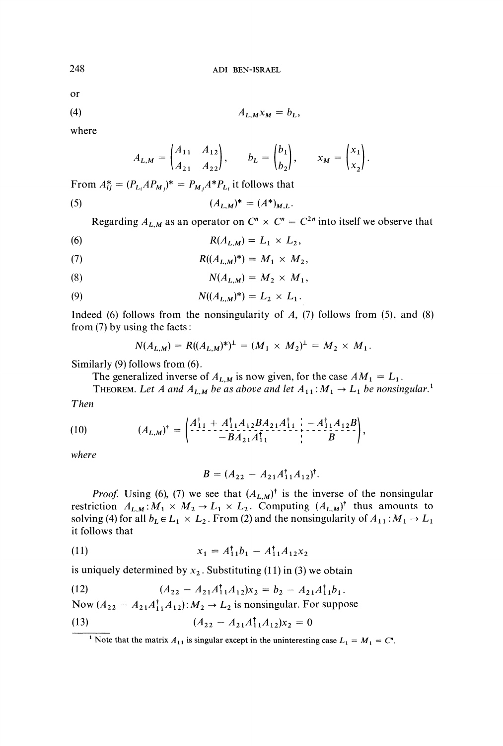or

$$A_{L,M}x_M = b_L, \tag{4}$$

where

$$A_{L,M} = \begin{pmatrix} A_{11} & A_{12} \\ A_{21} & A_{22} \end{pmatrix}, \qquad b_L = \begin{pmatrix} b_1 \\ b_2 \end{pmatrix}, \qquad x_M = \begin{pmatrix} x_1 \\ x_2 \end{pmatrix}.$$

From $A_{ij}^* = (P_{L_i}AP_{M_j})^* = P_{M_j}A^*P_{L_i}$ it follows that

$$(A_{L,M})^* = (A^*)_{M,L}. \tag{5}$$

Regarding $A_{L,M}$ as an operator on $C^n \times C^n = C^{2n}$ into itself we observe that

$$R(A_{L,M}) = L_1 \times L_2, \tag{6}$$

$$R((A_{L,M})^*) = M_1 \times M_2, \tag{7}$$

$$N(A_{L,M}) = M_2 \times M_1, \tag{8}$$

$$N((A_{L,M})^*) = L_2 \times L_1. \tag{9}$$

Indeed (6) follows from the nonsingularity of $A$, (7) follows from (5), and (8) from (7) by using the facts:

$$N(A_{L,M}) = R((A_{L,M})^*)^\perp = (M_1 \times M_2)^\perp = M_2 \times M_1.$$

Similarly (9) follows from (6).

The generalized inverse of $A_{L,M}$ is now given, for the case $AM_1 = L_1$.

THEOREM. *Let $A$ and $A_{L,M}$ be as above and let $A_{11} : M_1 \to L_1$ be nonsingular.*[1] *Then*

$$(A_{L,M})^\dagger = \left(\begin{array}{c|c} A_{11}^\dagger + A_{11}^\dagger A_{12} B A_{21} A_{11}^\dagger & -A_{11}^\dagger A_{12} B \\ \hline -BA_{21}A_{11}^\dagger & B \end{array}\right), \tag{10}$$

*where*

$$B = (A_{22} - A_{21}A_{11}^\dagger A_{12})^\dagger.$$

*Proof.* Using (6), (7) we see that $(A_{L,M})^\dagger$ is the inverse of the nonsingular restriction $A_{L,M} : M_1 \times M_2 \to L_1 \times L_2$. Computing $(A_{L,M})^\dagger$ thus amounts to solving (4) for all $b_L \in L_1 \times L_2$. From (2) and the nonsingularity of $A_{11} : M_1 \to L_1$ it follows that

$$x_1 = A_{11}^\dagger b_1 - A_{11}^\dagger A_{12} x_2 \tag{11}$$

is uniquely determined by $x_2$. Substituting (11) in (3) we obtain

$$(A_{22} - A_{21}A_{11}^\dagger A_{12})x_2 = b_2 - A_{21}A_{11}^\dagger b_1. \tag{12}$$

Now $(A_{22} - A_{21}A_{11}^\dagger A_{12}) : M_2 \to L_2$ is nonsingular. For suppose

$$(A_{22} - A_{21}A_{11}^\dagger A_{12})x_2 = 0 \tag{13}$$

---

[1] Note that the matrix $A_{11}$ is singular except in the uninteresting case $L_1 = M_1 = C^n$.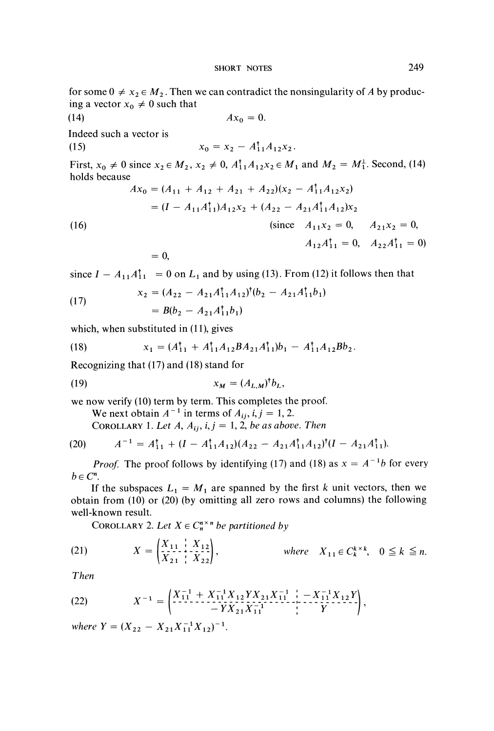for some $0 \neq x_2 \in M_2$. Then we can contradict the nonsingularity of $A$ by producing a vector $x_0 \neq 0$ such that

$$Ax_0 = 0. \tag{14}$$

Indeed such a vector is

$$x_0 = x_2 - A_{11}^{\dagger}A_{12}x_2. \tag{15}$$

First, $x_0 \neq 0$ since $x_2 \in M_2$, $x_2 \neq 0$, $A_{11}^{\dagger}A_{12}x_2 \in M_1$ and $M_2 = M_1^{\perp}$. Second, (14) holds because

$$\begin{aligned}
Ax_0 &= (A_{11} + A_{12} + A_{21} + A_{22})(x_2 - A_{11}^{\dagger}A_{12}x_2) \\
&= (I - A_{11}A_{11}^{\dagger})A_{12}x_2 + (A_{22} - A_{21}A_{11}^{\dagger}A_{12})x_2 \\
&\qquad\qquad (\text{since } A_{11}x_2 = 0, \quad A_{21}x_2 = 0, \\
&\qquad\qquad\qquad A_{12}A_{11}^{\dagger} = 0, \quad A_{22}A_{11}^{\dagger} = 0) \\
&= 0,
\end{aligned} \tag{16}$$

since $I - A_{11}A_{11}^{\dagger} = 0$ on $L_1$ and by using (13). From (12) it follows then that

$$\begin{aligned}
x_2 &= (A_{22} - A_{21}A_{11}^{\dagger}A_{12})^{\dagger}(b_2 - A_{21}A_{11}^{\dagger}b_1) \\
&= B(b_2 - A_{21}A_{11}^{\dagger}b_1)
\end{aligned} \tag{17}$$

which, when substituted in (11), gives

$$x_1 = (A_{11}^{\dagger} + A_{11}^{\dagger}A_{12}BA_{21}A_{11}^{\dagger})b_1 - A_{11}^{\dagger}A_{12}Bb_2. \tag{18}$$

Recognizing that (17) and (18) stand for

$$x_M = (A_{L,M})^{\dagger}b_L, \tag{19}$$

we now verify (10) term by term. This completes the proof.

We next obtain $A^{-1}$ in terms of $A_{ij}$, $i, j = 1, 2$.

COROLLARY 1. *Let $A$, $A_{ij}$, $i, j = 1, 2$, be as above. Then*

$$A^{-1} = A_{11}^{\dagger} + (I - A_{11}^{\dagger}A_{12})(A_{22} - A_{21}A_{11}^{\dagger}A_{12})^{\dagger}(I - A_{21}A_{11}^{\dagger}). \tag{20}$$

*Proof.* The proof follows by identifying (17) and (18) as $x = A^{-1}b$ for every $b \in C^n$.

If the subspaces $L_1 = M_1$ are spanned by the first $k$ unit vectors, then we obtain from (10) or (20) (by omitting all zero rows and columns) the following well-known result.

COROLLARY 2. *Let $X \in C_n^{n \times n}$ be partitioned by*

$$X = \left(\begin{array}{c|c} X_{11} & X_{12} \\ \hline X_{21} & X_{22} \end{array}\right), \qquad \text{where} \quad X_{11} \in C_k^{k \times k}, \quad 0 \leqq k \leqq n. \tag{21}$$

*Then*

$$X^{-1} = \left(\begin{array}{c|c} X_{11}^{-1} + X_{11}^{-1}X_{12}YX_{21}X_{11}^{-1} & -X_{11}^{-1}X_{12}Y \\ \hline -YX_{21}X_{11}^{-1} & Y \end{array}\right), \tag{22}$$

*where $Y = (X_{22} - X_{21}X_{11}^{-1}X_{12})^{-1}$.*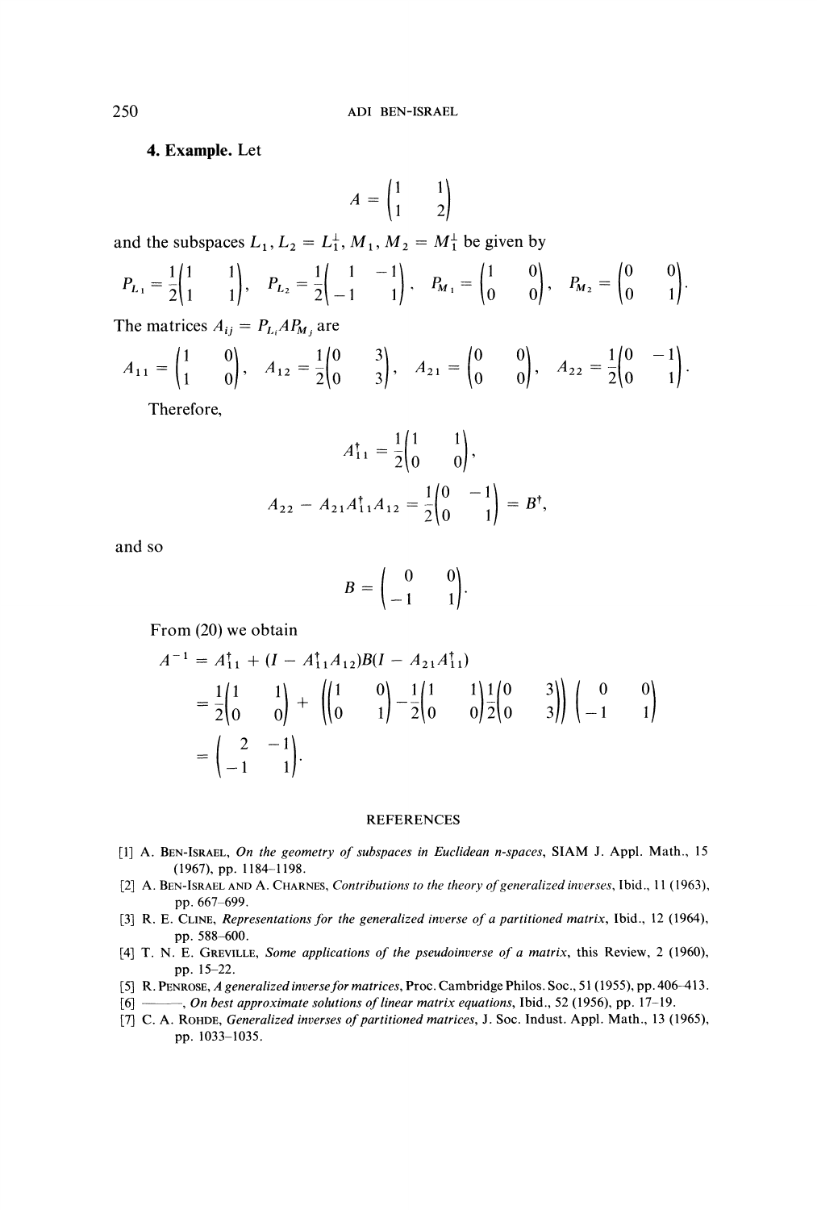**4. Example.** Let

$$A = \begin{pmatrix} 1 & 1 \\ 1 & 2 \end{pmatrix}$$

and the subspaces $L_1, L_2 = L_1^\perp, M_1, M_2 = M_1^\perp$ be given by

$$P_{L_1} = \frac{1}{2}\begin{pmatrix} 1 & 1 \\ 1 & 1 \end{pmatrix}, \quad P_{L_2} = \frac{1}{2}\begin{pmatrix} 1 & -1 \\ -1 & 1 \end{pmatrix}, \quad P_{M_1} = \begin{pmatrix} 1 & 0 \\ 0 & 0 \end{pmatrix}, \quad P_{M_2} = \begin{pmatrix} 0 & 0 \\ 0 & 1 \end{pmatrix}.$$

The matrices $A_{ij} = P_{L_i} A P_{M_j}$ are

$$A_{11} = \begin{pmatrix} 1 & 0 \\ 1 & 0 \end{pmatrix}, \quad A_{12} = \frac{1}{2}\begin{pmatrix} 0 & 3 \\ 0 & 3 \end{pmatrix}, \quad A_{21} = \begin{pmatrix} 0 & 0 \\ 0 & 0 \end{pmatrix}, \quad A_{22} = \frac{1}{2}\begin{pmatrix} 0 & -1 \\ 0 & 1 \end{pmatrix}.$$

Therefore,

$$A_{11}^\dagger = \frac{1}{2}\begin{pmatrix} 1 & 1 \\ 0 & 0 \end{pmatrix},$$

$$A_{22} - A_{21}A_{11}^\dagger A_{12} = \frac{1}{2}\begin{pmatrix} 0 & -1 \\ 0 & 1 \end{pmatrix} = B^\dagger,$$

and so

$$B = \begin{pmatrix} 0 & 0 \\ -1 & 1 \end{pmatrix}.$$

From (20) we obtain

$$\begin{aligned} A^{-1} &= A_{11}^\dagger + (I - A_{11}^\dagger A_{12})B(I - A_{21}A_{11}^\dagger) \\ &= \frac{1}{2}\begin{pmatrix} 1 & 1 \\ 0 & 0 \end{pmatrix} + \left(\begin{pmatrix} 1 & 0 \\ 0 & 1 \end{pmatrix} - \frac{1}{2}\begin{pmatrix} 1 & 1 \\ 0 & 0 \end{pmatrix}\frac{1}{2}\begin{pmatrix} 0 & 3 \\ 0 & 3 \end{pmatrix}\right)\begin{pmatrix} 0 & 0 \\ -1 & 1 \end{pmatrix} \\ &= \begin{pmatrix} 2 & -1 \\ -1 & 1 \end{pmatrix}. \end{aligned}$$

## REFERENCES

[1] A. Ben-Israel, *On the geometry of subspaces in Euclidean n-spaces*, SIAM J. Appl. Math., 15 (1967), pp. 1184–1198.

[2] A. Ben-Israel and A. Charnes, *Contributions to the theory of generalized inverses*, Ibid., 11 (1963), pp. 667–699.

[3] R. E. Cline, *Representations for the generalized inverse of a partitioned matrix*, Ibid., 12 (1964), pp. 588–600.

[4] T. N. E. Greville, *Some applications of the pseudoinverse of a matrix*, this Review, 2 (1960), pp. 15–22.

[5] R. Penrose, *A generalized inverse for matrices*, Proc. Cambridge Philos. Soc., 51 (1955), pp. 406–413.

[6] ———, *On best approximate solutions of linear matrix equations*, Ibid., 52 (1956), pp. 17–19.

[7] C. A. Rohde, *Generalized inverses of partitioned matrices*, J. Soc. Indust. Appl. Math., 13 (1965), pp. 1033–1035.